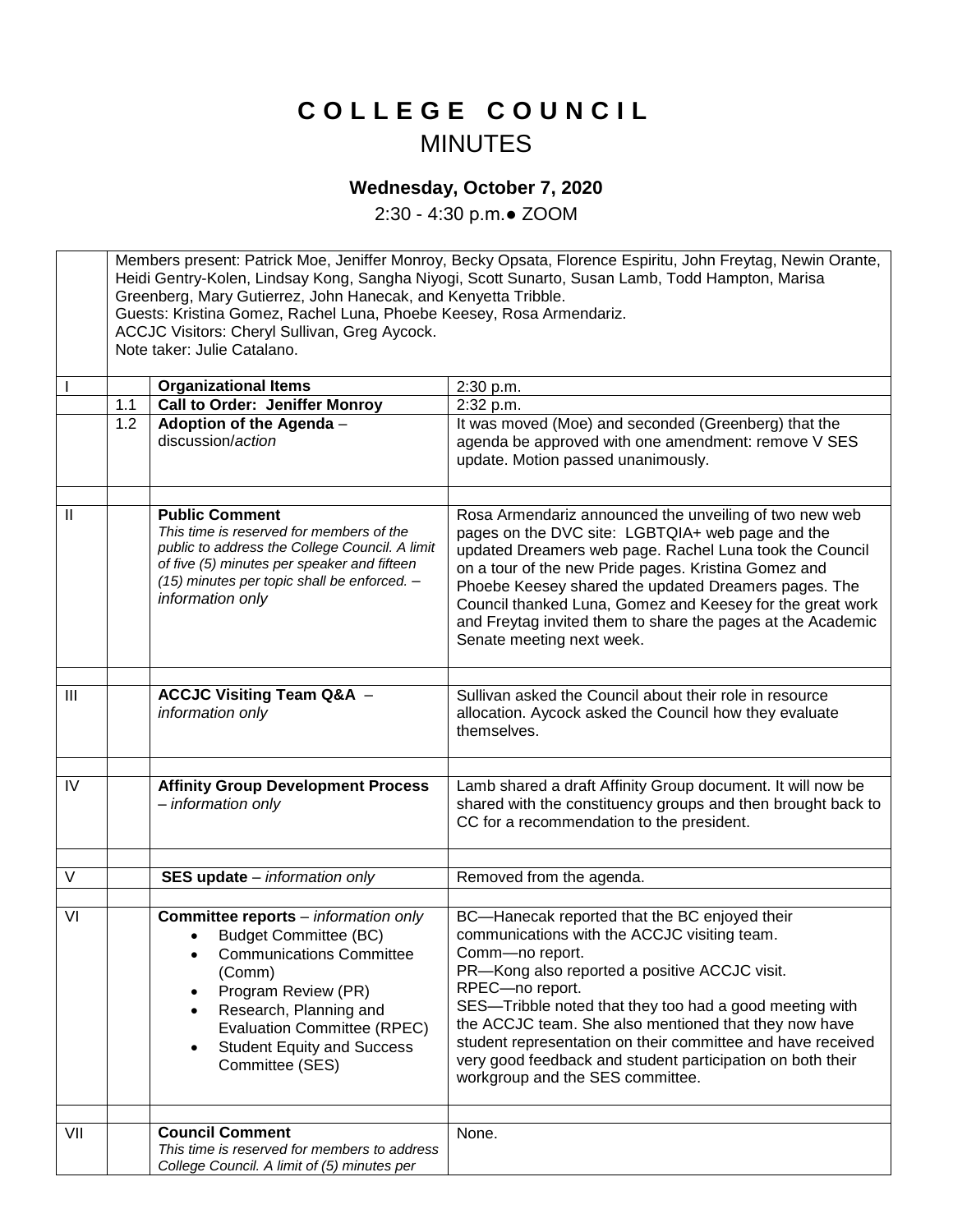# C O L L E G E   C O U N C I L

## MINUTES

### Wednesday, October 7, 2020

2:30 - 4:30 p.m.● ZOOM

| | | | |
|---|---|---|---|
| | Members present: Patrick Moe, Jeniffer Monroy, Becky Opsata, Florence Espiritu, John Freytag, Newin Orante, Heidi Gentry-Kolen, Lindsay Kong, Sangha Niyogi, Scott Sunarto, Susan Lamb, Todd Hampton, Marisa Greenberg, Mary Gutierrez, John Hanecak, and Kenyetta Tribble.<br>Guests: Kristina Gomez, Rachel Luna, Phoebe Keesey, Rosa Armendariz.<br>ACCJC Visitors: Cheryl Sullivan, Greg Aycock.<br>Note taker: Julie Catalano. | | |
| I | | **Organizational Items** | 2:30 p.m. |
| | 1.1 | **Call to Order: Jeniffer Monroy** | 2:32 p.m. |
| | 1.2 | **Adoption of the Agenda** – discussion/*action* | It was moved (Moe) and seconded (Greenberg) that the agenda be approved with one amendment: remove V SES update. Motion passed unanimously. |
| | | | |
| II | | **Public Comment**<br>*This time is reserved for members of the public to address the College Council. A limit of five (5) minutes per speaker and fifteen (15) minutes per topic shall be enforced. – information only* | Rosa Armendariz announced the unveiling of two new web pages on the DVC site: LGBTQIA+ web page and the updated Dreamers web page. Rachel Luna took the Council on a tour of the new Pride pages. Kristina Gomez and Phoebe Keesey shared the updated Dreamers pages. The Council thanked Luna, Gomez and Keesey for the great work and Freytag invited them to share the pages at the Academic Senate meeting next week. |
| | | | |
| III | | **ACCJC Visiting Team Q&A** – *information only* | Sullivan asked the Council about their role in resource allocation. Aycock asked the Council how they evaluate themselves. |
| | | | |
| IV | | **Affinity Group Development Process** – *information only* | Lamb shared a draft Affinity Group document. It will now be shared with the constituency groups and then brought back to CC for a recommendation to the president. |
| | | | |
| V | | **SES update** – *information only* | Removed from the agenda. |
| | | | |
| VI | | **Committee reports** – *information only*<br>• Budget Committee (BC)<br>• Communications Committee (Comm)<br>• Program Review (PR)<br>• Research, Planning and Evaluation Committee (RPEC)<br>• Student Equity and Success Committee (SES) | BC—Hanecak reported that the BC enjoyed their communications with the ACCJC visiting team.<br>Comm—no report.<br>PR—Kong also reported a positive ACCJC visit.<br>RPEC—no report.<br>SES—Tribble noted that they too had a good meeting with the ACCJC team. She also mentioned that they now have student representation on their committee and have received very good feedback and student participation on both their workgroup and the SES committee. |
| | | | |
| VII | | **Council Comment**<br>*This time is reserved for members to address College Council. A limit of (5) minutes per* | None. |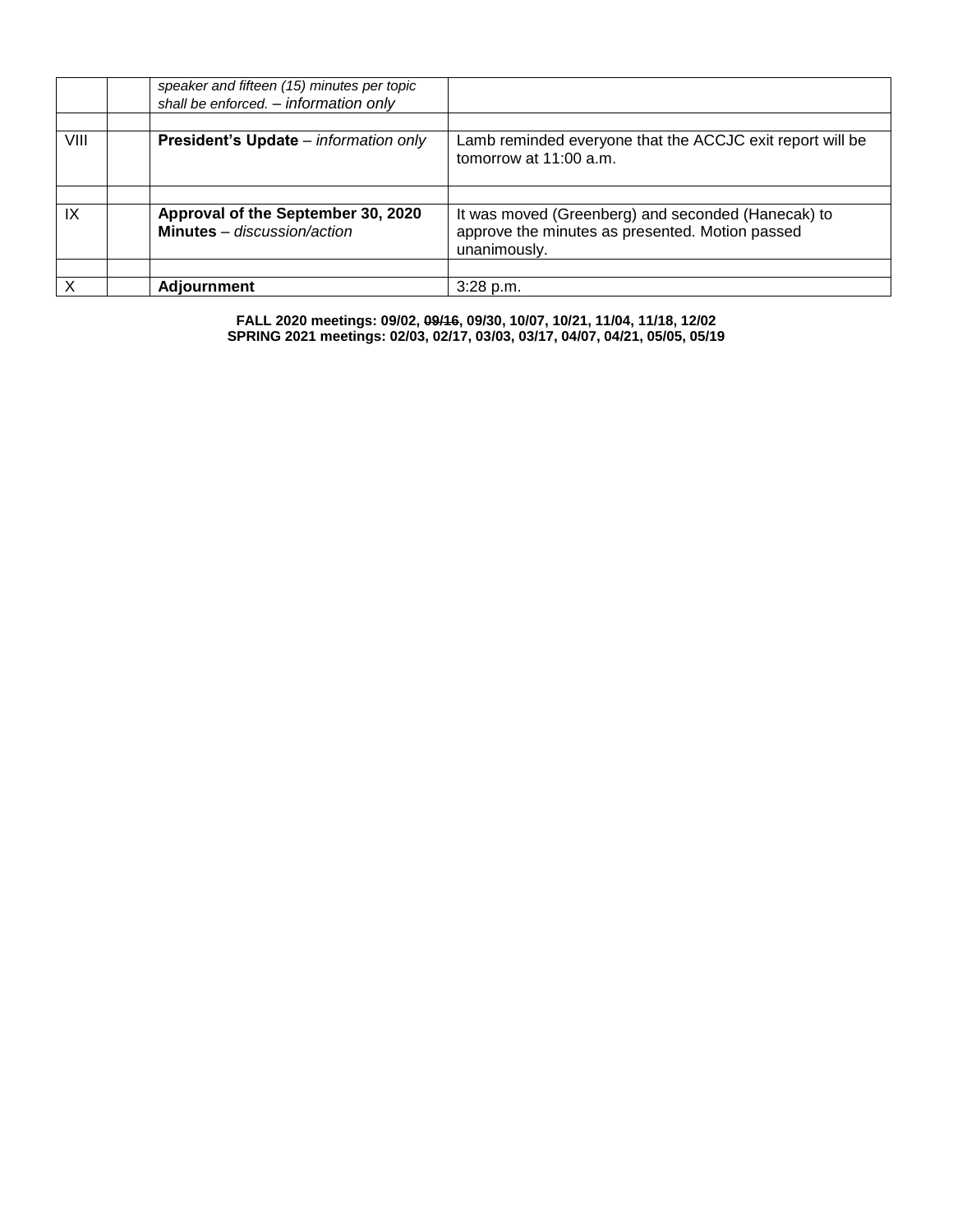| | | | |
|---|---|---|---|
| | | *speaker and fifteen (15) minutes per topic shall be enforced. – information only* | |
| | | | |
| VIII | | **President's Update** – *information only* | Lamb reminded everyone that the ACCJC exit report will be tomorrow at 11:00 a.m. |
| | | | |
| IX | | **Approval of the September 30, 2020 Minutes** – *discussion/action* | It was moved (Greenberg) and seconded (Hanecak) to approve the minutes as presented. Motion passed unanimously. |
| | | | |
| X | | **Adjournment** | 3:28 p.m. |

**FALL 2020 meetings: 09/02, ~~09/16~~, 09/30, 10/07, 10/21, 11/04, 11/18, 12/02**
**SPRING 2021 meetings: 02/03, 02/17, 03/03, 03/17, 04/07, 04/21, 05/05, 05/19**